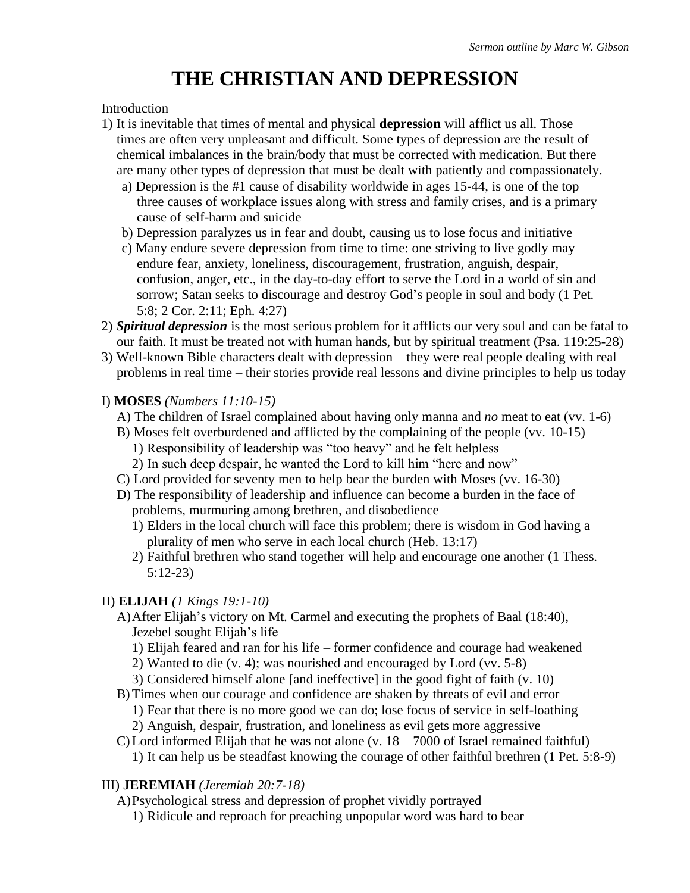*Sermon outline by Marc W. Gibson*

# THE CHRISTIAN AND DEPRESSION

Introduction

1) It is inevitable that times of mental and physical **depression** will afflict us all. Those times are often very unpleasant and difficult. Some types of depression are the result of chemical imbalances in the brain/body that must be corrected with medication. But there are many other types of depression that must be dealt with patiently and compassionately.
   a) Depression is the #1 cause of disability worldwide in ages 15-44, is one of the top three causes of workplace issues along with stress and family crises, and is a primary cause of self-harm and suicide
   b) Depression paralyzes us in fear and doubt, causing us to lose focus and initiative
   c) Many endure severe depression from time to time: one striving to live godly may endure fear, anxiety, loneliness, discouragement, frustration, anguish, despair, confusion, anger, etc., in the day-to-day effort to serve the Lord in a world of sin and sorrow; Satan seeks to discourage and destroy God's people in soul and body (1 Pet. 5:8; 2 Cor. 2:11; Eph. 4:27)
2) ***Spiritual depression*** is the most serious problem for it afflicts our very soul and can be fatal to our faith. It must be treated not with human hands, but by spiritual treatment (Psa. 119:25-28)
3) Well-known Bible characters dealt with depression – they were real people dealing with real problems in real time – their stories provide real lessons and divine principles to help us today

I) **MOSES** *(Numbers 11:10-15)*
   A) The children of Israel complained about having only manna and *no* meat to eat (vv. 1-6)
   B) Moses felt overburdened and afflicted by the complaining of the people (vv. 10-15)
      1) Responsibility of leadership was "too heavy" and he felt helpless
      2) In such deep despair, he wanted the Lord to kill him "here and now"
   C) Lord provided for seventy men to help bear the burden with Moses (vv. 16-30)
   D) The responsibility of leadership and influence can become a burden in the face of problems, murmuring among brethren, and disobedience
      1) Elders in the local church will face this problem; there is wisdom in God having a plurality of men who serve in each local church (Heb. 13:17)
      2) Faithful brethren who stand together will help and encourage one another (1 Thess. 5:12-23)

II) **ELIJAH** *(1 Kings 19:1-10)*
   A) After Elijah's victory on Mt. Carmel and executing the prophets of Baal (18:40), Jezebel sought Elijah's life
      1) Elijah feared and ran for his life – former confidence and courage had weakened
      2) Wanted to die (v. 4); was nourished and encouraged by Lord (vv. 5-8)
      3) Considered himself alone [and ineffective] in the good fight of faith (v. 10)
   B) Times when our courage and confidence are shaken by threats of evil and error
      1) Fear that there is no more good we can do; lose focus of service in self-loathing
      2) Anguish, despair, frustration, and loneliness as evil gets more aggressive
   C) Lord informed Elijah that he was not alone (v. 18 – 7000 of Israel remained faithful)
      1) It can help us be steadfast knowing the courage of other faithful brethren (1 Pet. 5:8-9)

III) **JEREMIAH** *(Jeremiah 20:7-18)*
   A) Psychological stress and depression of prophet vividly portrayed
      1) Ridicule and reproach for preaching unpopular word was hard to bear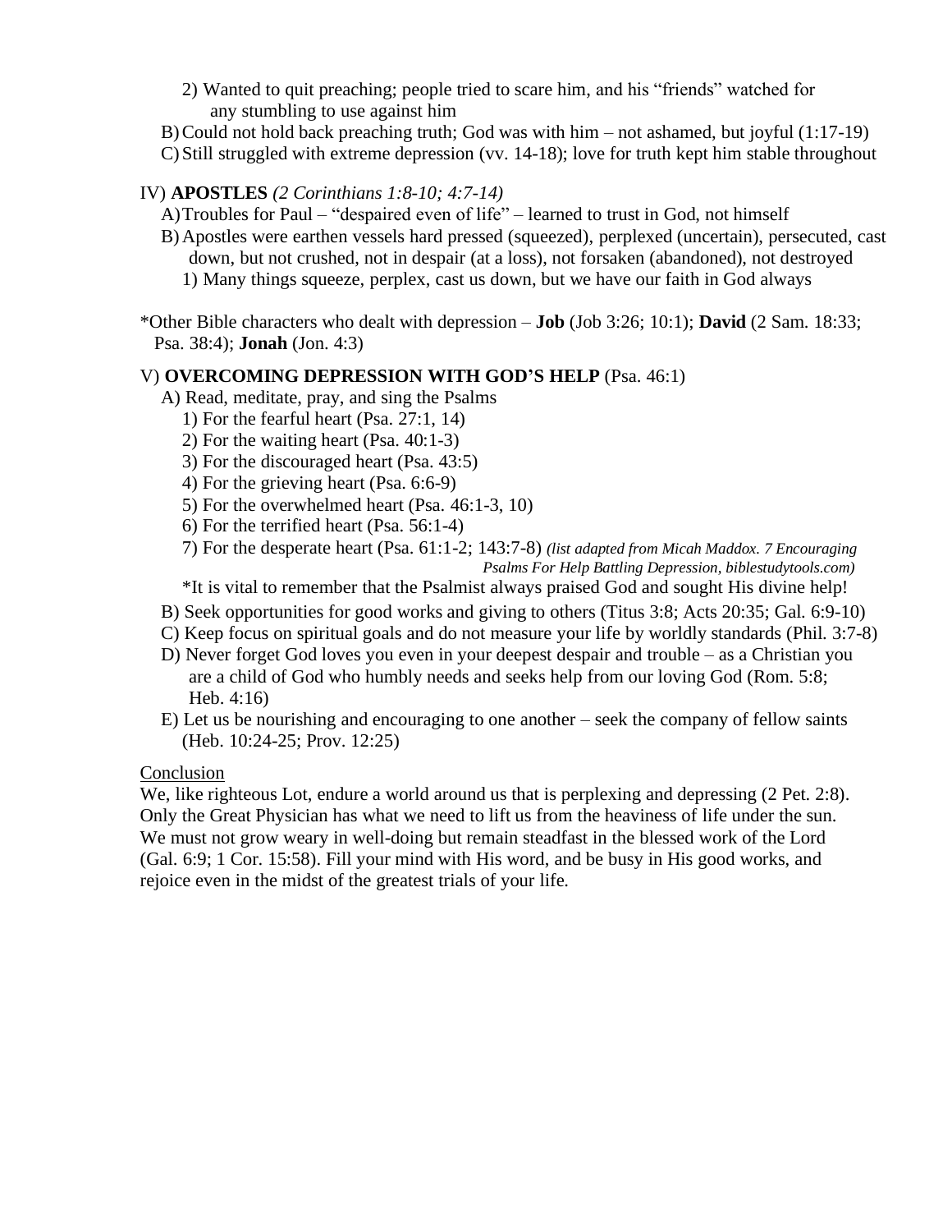2) Wanted to quit preaching; people tried to scare him, and his "friends" watched for any stumbling to use against him

B) Could not hold back preaching truth; God was with him – not ashamed, but joyful (1:17-19)

C) Still struggled with extreme depression (vv. 14-18); love for truth kept him stable throughout

IV) **APOSTLES** *(2 Corinthians 1:8-10; 4:7-14)*

A) Troubles for Paul – "despaired even of life" – learned to trust in God, not himself

B) Apostles were earthen vessels hard pressed (squeezed), perplexed (uncertain), persecuted, cast down, but not crushed, not in despair (at a loss), not forsaken (abandoned), not destroyed

   1) Many things squeeze, perplex, cast us down, but we have our faith in God always

*Other Bible characters who dealt with depression – **Job** (Job 3:26; 10:1); **David** (2 Sam. 18:33; Psa. 38:4); **Jonah** (Jon. 4:3)

V) **OVERCOMING DEPRESSION WITH GOD'S HELP** (Psa. 46:1)

A) Read, meditate, pray, and sing the Psalms

   1) For the fearful heart (Psa. 27:1, 14)
   2) For the waiting heart (Psa. 40:1-3)
   3) For the discouraged heart (Psa. 43:5)
   4) For the grieving heart (Psa. 6:6-9)
   5) For the overwhelmed heart (Psa. 46:1-3, 10)
   6) For the terrified heart (Psa. 56:1-4)
   7) For the desperate heart (Psa. 61:1-2; 143:7-8) *(list adapted from Micah Maddox. 7 Encouraging Psalms For Help Battling Depression, biblestudytools.com)*

   *It is vital to remember that the Psalmist always praised God and sought His divine help!

B) Seek opportunities for good works and giving to others (Titus 3:8; Acts 20:35; Gal. 6:9-10)

C) Keep focus on spiritual goals and do not measure your life by worldly standards (Phil. 3:7-8)

D) Never forget God loves you even in your deepest despair and trouble – as a Christian you are a child of God who humbly needs and seeks help from our loving God (Rom. 5:8; Heb. 4:16)

E) Let us be nourishing and encouraging to one another – seek the company of fellow saints (Heb. 10:24-25; Prov. 12:25)

Conclusion

We, like righteous Lot, endure a world around us that is perplexing and depressing (2 Pet. 2:8). Only the Great Physician has what we need to lift us from the heaviness of life under the sun. We must not grow weary in well-doing but remain steadfast in the blessed work of the Lord (Gal. 6:9; 1 Cor. 15:58). Fill your mind with His word, and be busy in His good works, and rejoice even in the midst of the greatest trials of your life.